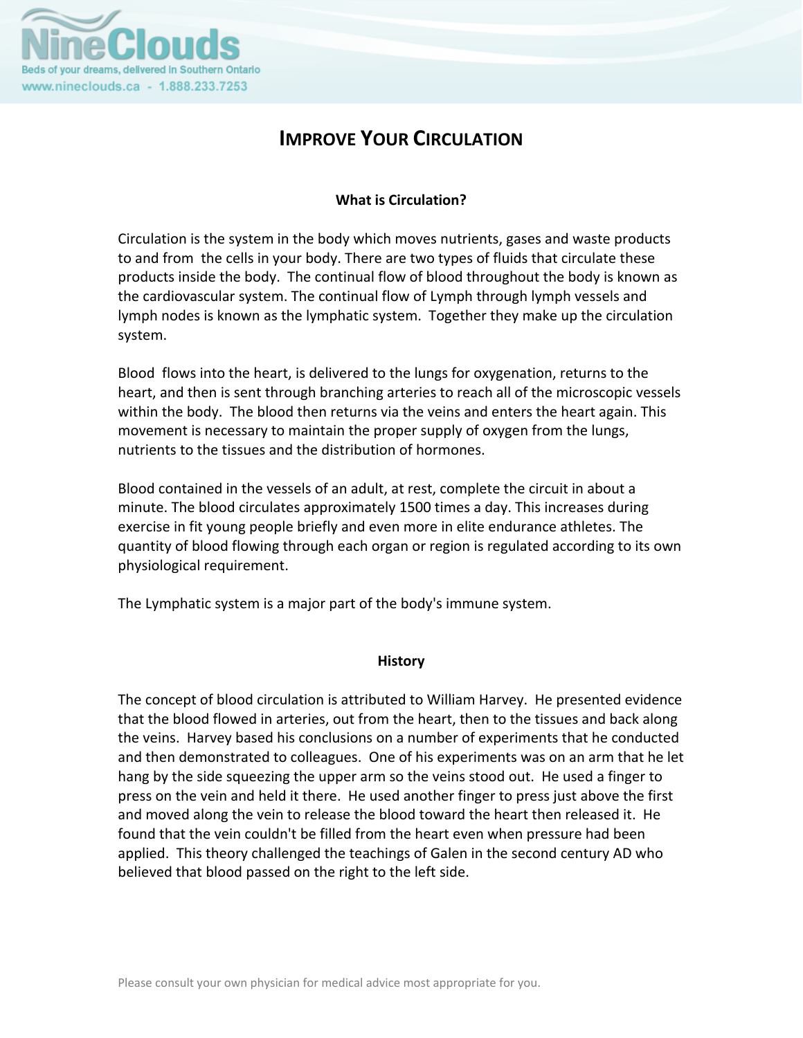NineClouds
Beds of your dreams, delivered in Southern Ontario
www.nineclouds.ca - 1.888.233.7253

# IMPROVE YOUR CIRCULATION

## What is Circulation?

Circulation is the system in the body which moves nutrients, gases and waste products to and from the cells in your body. There are two types of fluids that circulate these products inside the body. The continual flow of blood throughout the body is known as the cardiovascular system. The continual flow of Lymph through lymph vessels and lymph nodes is known as the lymphatic system. Together they make up the circulation system.

Blood flows into the heart, is delivered to the lungs for oxygenation, returns to the heart, and then is sent through branching arteries to reach all of the microscopic vessels within the body. The blood then returns via the veins and enters the heart again. This movement is necessary to maintain the proper supply of oxygen from the lungs, nutrients to the tissues and the distribution of hormones.

Blood contained in the vessels of an adult, at rest, complete the circuit in about a minute. The blood circulates approximately 1500 times a day. This increases during exercise in fit young people briefly and even more in elite endurance athletes. The quantity of blood flowing through each organ or region is regulated according to its own physiological requirement.

The Lymphatic system is a major part of the body's immune system.

## History

The concept of blood circulation is attributed to William Harvey. He presented evidence that the blood flowed in arteries, out from the heart, then to the tissues and back along the veins. Harvey based his conclusions on a number of experiments that he conducted and then demonstrated to colleagues. One of his experiments was on an arm that he let hang by the side squeezing the upper arm so the veins stood out. He used a finger to press on the vein and held it there. He used another finger to press just above the first and moved along the vein to release the blood toward the heart then released it. He found that the vein couldn't be filled from the heart even when pressure had been applied. This theory challenged the teachings of Galen in the second century AD who believed that blood passed on the right to the left side.

Please consult your own physician for medical advice most appropriate for you.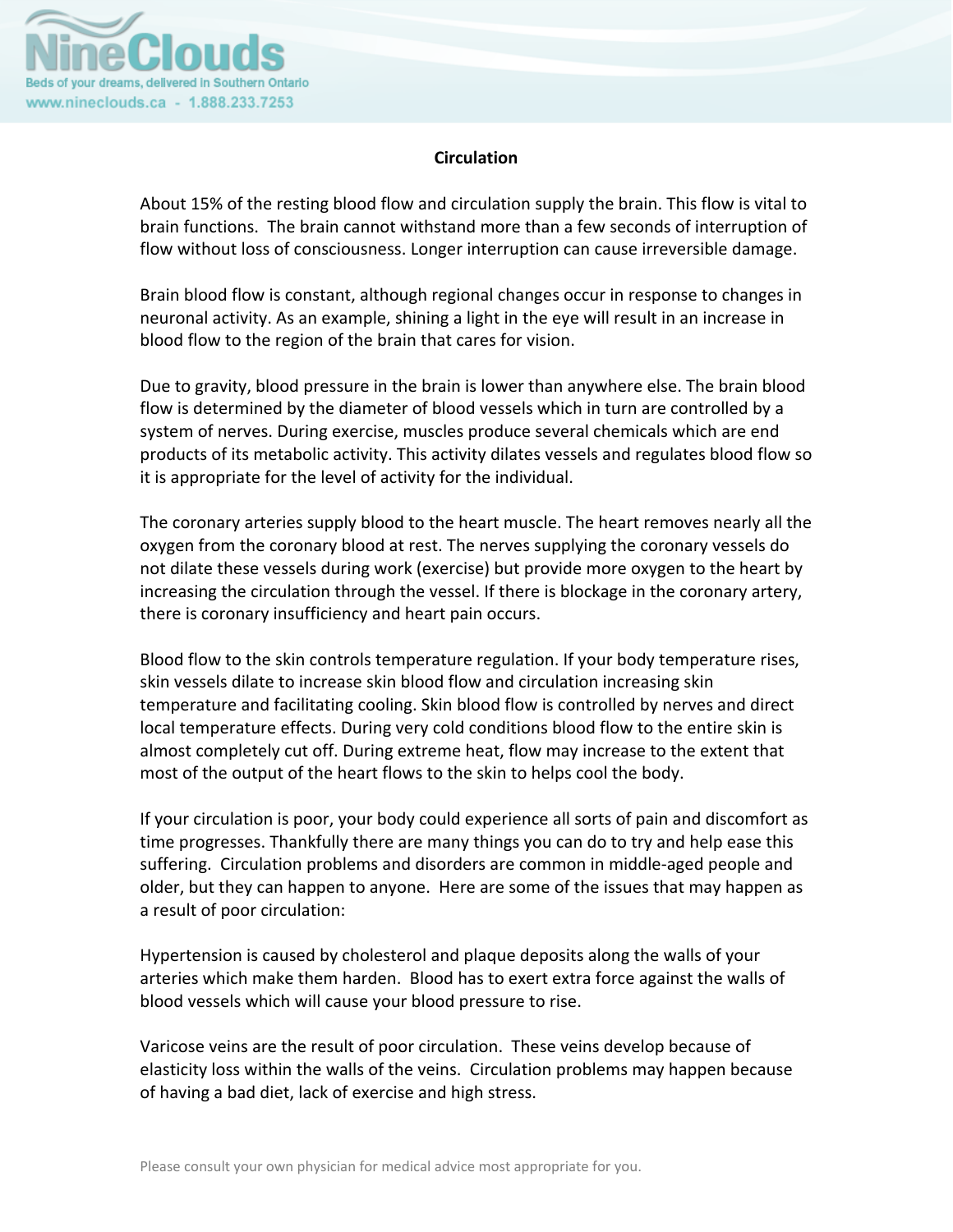## Circulation

About 15% of the resting blood flow and circulation supply the brain. This flow is vital to brain functions. The brain cannot withstand more than a few seconds of interruption of flow without loss of consciousness. Longer interruption can cause irreversible damage.

Brain blood flow is constant, although regional changes occur in response to changes in neuronal activity. As an example, shining a light in the eye will result in an increase in blood flow to the region of the brain that cares for vision.

Due to gravity, blood pressure in the brain is lower than anywhere else. The brain blood flow is determined by the diameter of blood vessels which in turn are controlled by a system of nerves. During exercise, muscles produce several chemicals which are end products of its metabolic activity. This activity dilates vessels and regulates blood flow so it is appropriate for the level of activity for the individual.

The coronary arteries supply blood to the heart muscle. The heart removes nearly all the oxygen from the coronary blood at rest. The nerves supplying the coronary vessels do not dilate these vessels during work (exercise) but provide more oxygen to the heart by increasing the circulation through the vessel. If there is blockage in the coronary artery, there is coronary insufficiency and heart pain occurs.

Blood flow to the skin controls temperature regulation. If your body temperature rises, skin vessels dilate to increase skin blood flow and circulation increasing skin temperature and facilitating cooling. Skin blood flow is controlled by nerves and direct local temperature effects. During very cold conditions blood flow to the entire skin is almost completely cut off. During extreme heat, flow may increase to the extent that most of the output of the heart flows to the skin to helps cool the body.

If your circulation is poor, your body could experience all sorts of pain and discomfort as time progresses. Thankfully there are many things you can do to try and help ease this suffering. Circulation problems and disorders are common in middle-aged people and older, but they can happen to anyone. Here are some of the issues that may happen as a result of poor circulation:

Hypertension is caused by cholesterol and plaque deposits along the walls of your arteries which make them harden. Blood has to exert extra force against the walls of blood vessels which will cause your blood pressure to rise.

Varicose veins are the result of poor circulation. These veins develop because of elasticity loss within the walls of the veins. Circulation problems may happen because of having a bad diet, lack of exercise and high stress.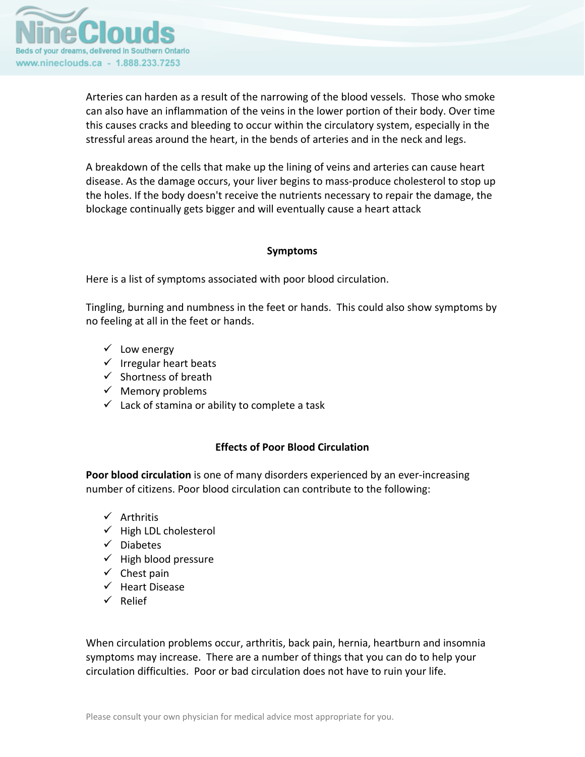Arteries can harden as a result of the narrowing of the blood vessels. Those who smoke can also have an inflammation of the veins in the lower portion of their body. Over time this causes cracks and bleeding to occur within the circulatory system, especially in the stressful areas around the heart, in the bends of arteries and in the neck and legs.

A breakdown of the cells that make up the lining of veins and arteries can cause heart disease. As the damage occurs, your liver begins to mass-produce cholesterol to stop up the holes. If the body doesn't receive the nutrients necessary to repair the damage, the blockage continually gets bigger and will eventually cause a heart attack

## Symptoms

Here is a list of symptoms associated with poor blood circulation.

Tingling, burning and numbness in the feet or hands. This could also show symptoms by no feeling at all in the feet or hands.

- ✓ Low energy
- ✓ Irregular heart beats
- ✓ Shortness of breath
- ✓ Memory problems
- ✓ Lack of stamina or ability to complete a task

## Effects of Poor Blood Circulation

**Poor blood circulation** is one of many disorders experienced by an ever-increasing number of citizens. Poor blood circulation can contribute to the following:

- ✓ Arthritis
- ✓ High LDL cholesterol
- ✓ Diabetes
- ✓ High blood pressure
- ✓ Chest pain
- ✓ Heart Disease
- ✓ Relief

When circulation problems occur, arthritis, back pain, hernia, heartburn and insomnia symptoms may increase. There are a number of things that you can do to help your circulation difficulties. Poor or bad circulation does not have to ruin your life.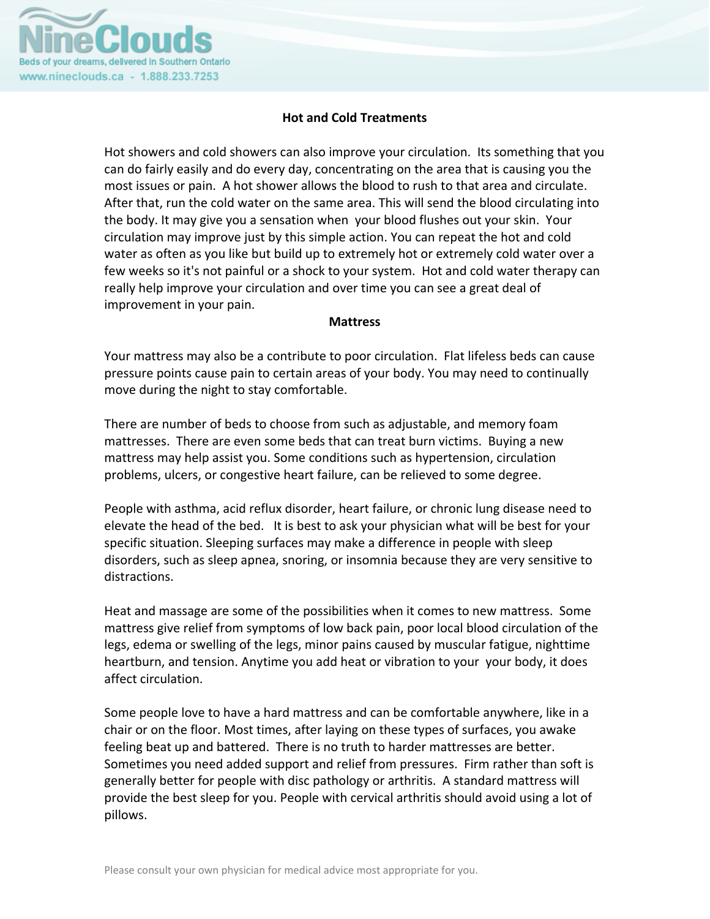## Hot and Cold Treatments

Hot showers and cold showers can also improve your circulation. Its something that you can do fairly easily and do every day, concentrating on the area that is causing you the most issues or pain. A hot shower allows the blood to rush to that area and circulate. After that, run the cold water on the same area. This will send the blood circulating into the body. It may give you a sensation when your blood flushes out your skin. Your circulation may improve just by this simple action. You can repeat the hot and cold water as often as you like but build up to extremely hot or extremely cold water over a few weeks so it's not painful or a shock to your system. Hot and cold water therapy can really help improve your circulation and over time you can see a great deal of improvement in your pain.

## Mattress

Your mattress may also be a contribute to poor circulation. Flat lifeless beds can cause pressure points cause pain to certain areas of your body. You may need to continually move during the night to stay comfortable.

There are number of beds to choose from such as adjustable, and memory foam mattresses. There are even some beds that can treat burn victims. Buying a new mattress may help assist you. Some conditions such as hypertension, circulation problems, ulcers, or congestive heart failure, can be relieved to some degree.

People with asthma, acid reflux disorder, heart failure, or chronic lung disease need to elevate the head of the bed. It is best to ask your physician what will be best for your specific situation. Sleeping surfaces may make a difference in people with sleep disorders, such as sleep apnea, snoring, or insomnia because they are very sensitive to distractions.

Heat and massage are some of the possibilities when it comes to new mattress. Some mattress give relief from symptoms of low back pain, poor local blood circulation of the legs, edema or swelling of the legs, minor pains caused by muscular fatigue, nighttime heartburn, and tension. Anytime you add heat or vibration to your your body, it does affect circulation.

Some people love to have a hard mattress and can be comfortable anywhere, like in a chair or on the floor. Most times, after laying on these types of surfaces, you awake feeling beat up and battered. There is no truth to harder mattresses are better. Sometimes you need added support and relief from pressures. Firm rather than soft is generally better for people with disc pathology or arthritis. A standard mattress will provide the best sleep for you. People with cervical arthritis should avoid using a lot of pillows.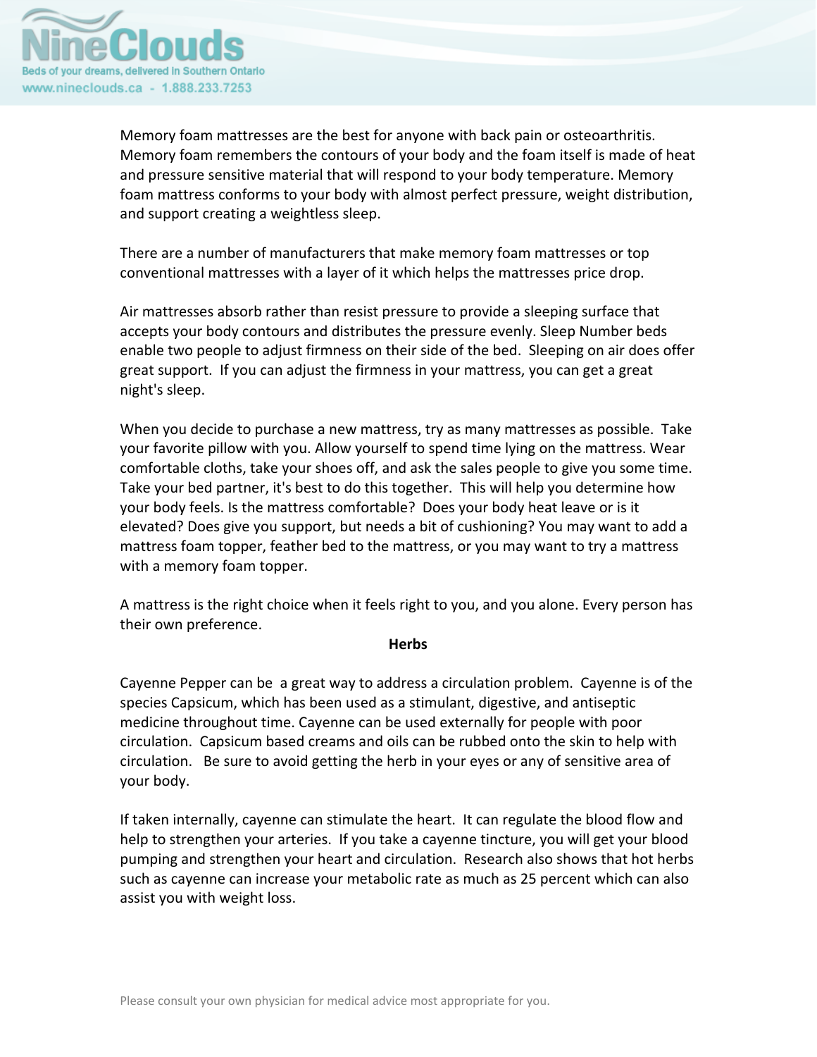Memory foam mattresses are the best for anyone with back pain or osteoarthritis. Memory foam remembers the contours of your body and the foam itself is made of heat and pressure sensitive material that will respond to your body temperature. Memory foam mattress conforms to your body with almost perfect pressure, weight distribution, and support creating a weightless sleep.

There are a number of manufacturers that make memory foam mattresses or top conventional mattresses with a layer of it which helps the mattresses price drop.

Air mattresses absorb rather than resist pressure to provide a sleeping surface that accepts your body contours and distributes the pressure evenly. Sleep Number beds enable two people to adjust firmness on their side of the bed. Sleeping on air does offer great support. If you can adjust the firmness in your mattress, you can get a great night's sleep.

When you decide to purchase a new mattress, try as many mattresses as possible. Take your favorite pillow with you. Allow yourself to spend time lying on the mattress. Wear comfortable cloths, take your shoes off, and ask the sales people to give you some time. Take your bed partner, it's best to do this together. This will help you determine how your body feels. Is the mattress comfortable? Does your body heat leave or is it elevated? Does give you support, but needs a bit of cushioning? You may want to add a mattress foam topper, feather bed to the mattress, or you may want to try a mattress with a memory foam topper.

A mattress is the right choice when it feels right to you, and you alone. Every person has their own preference.

## Herbs

Cayenne Pepper can be a great way to address a circulation problem. Cayenne is of the species Capsicum, which has been used as a stimulant, digestive, and antiseptic medicine throughout time. Cayenne can be used externally for people with poor circulation. Capsicum based creams and oils can be rubbed onto the skin to help with circulation. Be sure to avoid getting the herb in your eyes or any of sensitive area of your body.

If taken internally, cayenne can stimulate the heart. It can regulate the blood flow and help to strengthen your arteries. If you take a cayenne tincture, you will get your blood pumping and strengthen your heart and circulation. Research also shows that hot herbs such as cayenne can increase your metabolic rate as much as 25 percent which can also assist you with weight loss.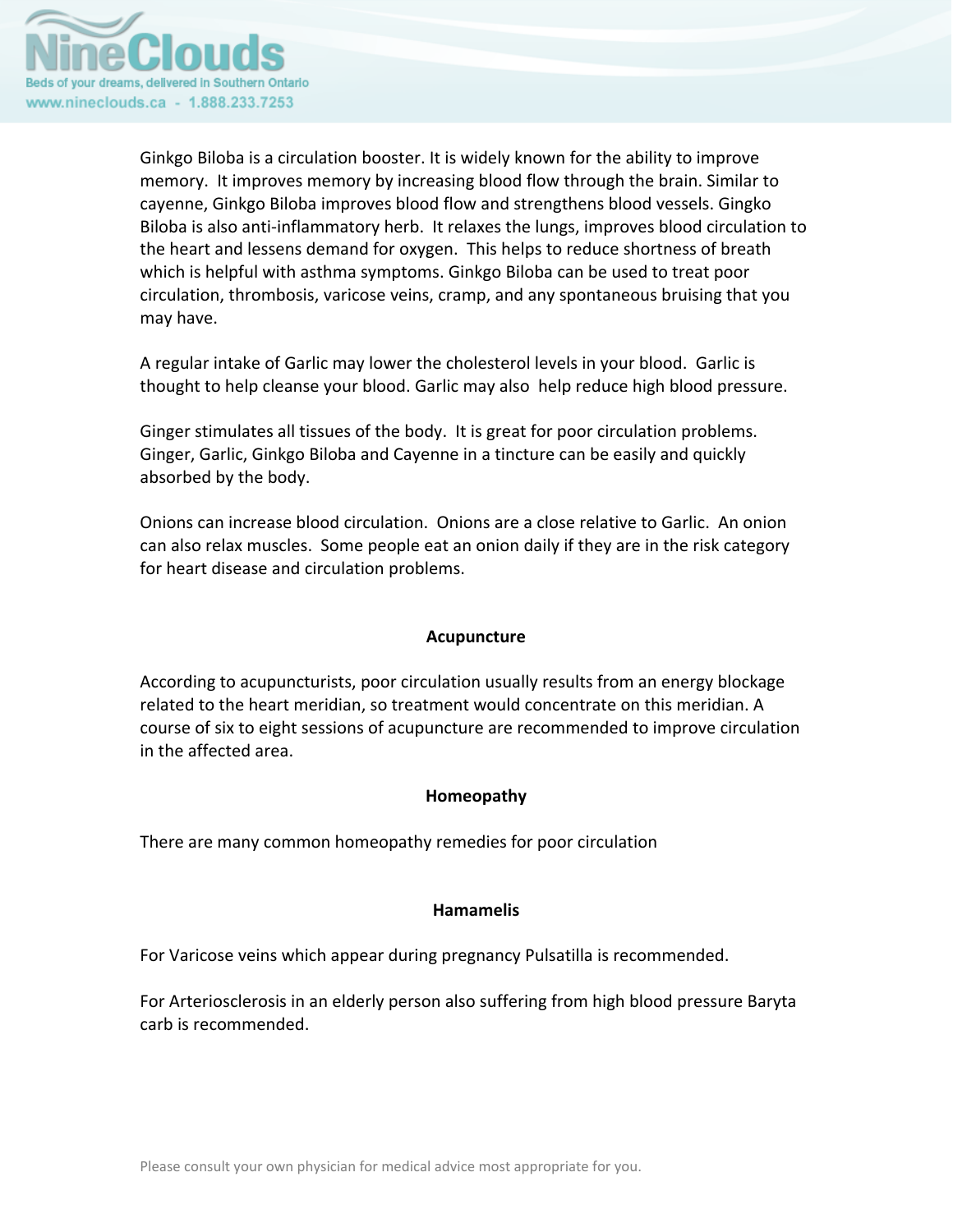Ginkgo Biloba is a circulation booster. It is widely known for the ability to improve memory. It improves memory by increasing blood flow through the brain. Similar to cayenne, Ginkgo Biloba improves blood flow and strengthens blood vessels. Gingko Biloba is also anti-inflammatory herb. It relaxes the lungs, improves blood circulation to the heart and lessens demand for oxygen. This helps to reduce shortness of breath which is helpful with asthma symptoms. Ginkgo Biloba can be used to treat poor circulation, thrombosis, varicose veins, cramp, and any spontaneous bruising that you may have.

A regular intake of Garlic may lower the cholesterol levels in your blood. Garlic is thought to help cleanse your blood. Garlic may also help reduce high blood pressure.

Ginger stimulates all tissues of the body. It is great for poor circulation problems. Ginger, Garlic, Ginkgo Biloba and Cayenne in a tincture can be easily and quickly absorbed by the body.

Onions can increase blood circulation. Onions are a close relative to Garlic. An onion can also relax muscles. Some people eat an onion daily if they are in the risk category for heart disease and circulation problems.

**Acupuncture**

According to acupuncturists, poor circulation usually results from an energy blockage related to the heart meridian, so treatment would concentrate on this meridian. A course of six to eight sessions of acupuncture are recommended to improve circulation in the affected area.

**Homeopathy**

There are many common homeopathy remedies for poor circulation

**Hamamelis**

For Varicose veins which appear during pregnancy Pulsatilla is recommended.

For Arteriosclerosis in an elderly person also suffering from high blood pressure Baryta carb is recommended.

Please consult your own physician for medical advice most appropriate for you.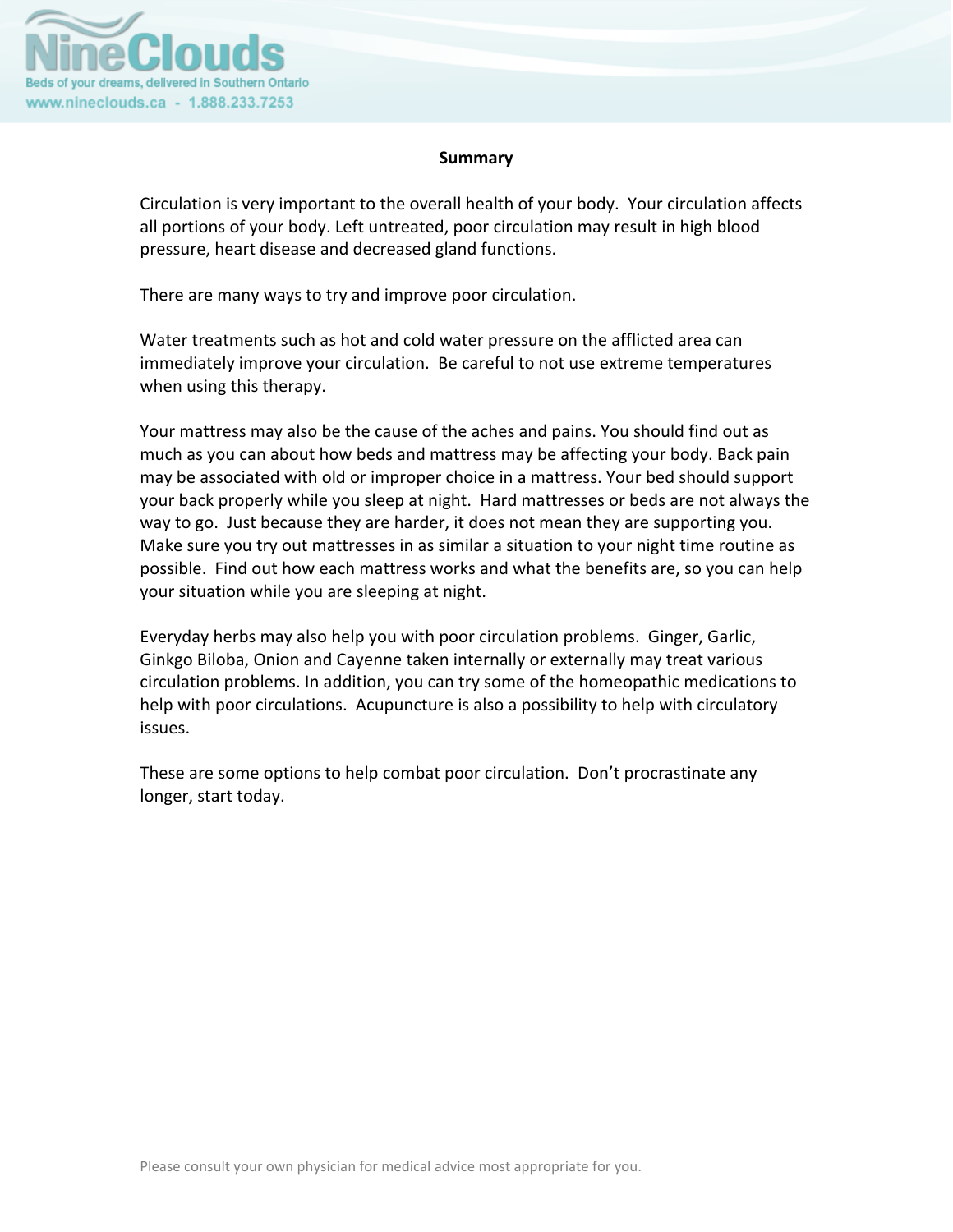## Summary

Circulation is very important to the overall health of your body. Your circulation affects all portions of your body. Left untreated, poor circulation may result in high blood pressure, heart disease and decreased gland functions.

There are many ways to try and improve poor circulation.

Water treatments such as hot and cold water pressure on the afflicted area can immediately improve your circulation. Be careful to not use extreme temperatures when using this therapy.

Your mattress may also be the cause of the aches and pains. You should find out as much as you can about how beds and mattress may be affecting your body. Back pain may be associated with old or improper choice in a mattress. Your bed should support your back properly while you sleep at night. Hard mattresses or beds are not always the way to go. Just because they are harder, it does not mean they are supporting you. Make sure you try out mattresses in as similar a situation to your night time routine as possible. Find out how each mattress works and what the benefits are, so you can help your situation while you are sleeping at night.

Everyday herbs may also help you with poor circulation problems. Ginger, Garlic, Ginkgo Biloba, Onion and Cayenne taken internally or externally may treat various circulation problems. In addition, you can try some of the homeopathic medications to help with poor circulations. Acupuncture is also a possibility to help with circulatory issues.

These are some options to help combat poor circulation. Don't procrastinate any longer, start today.